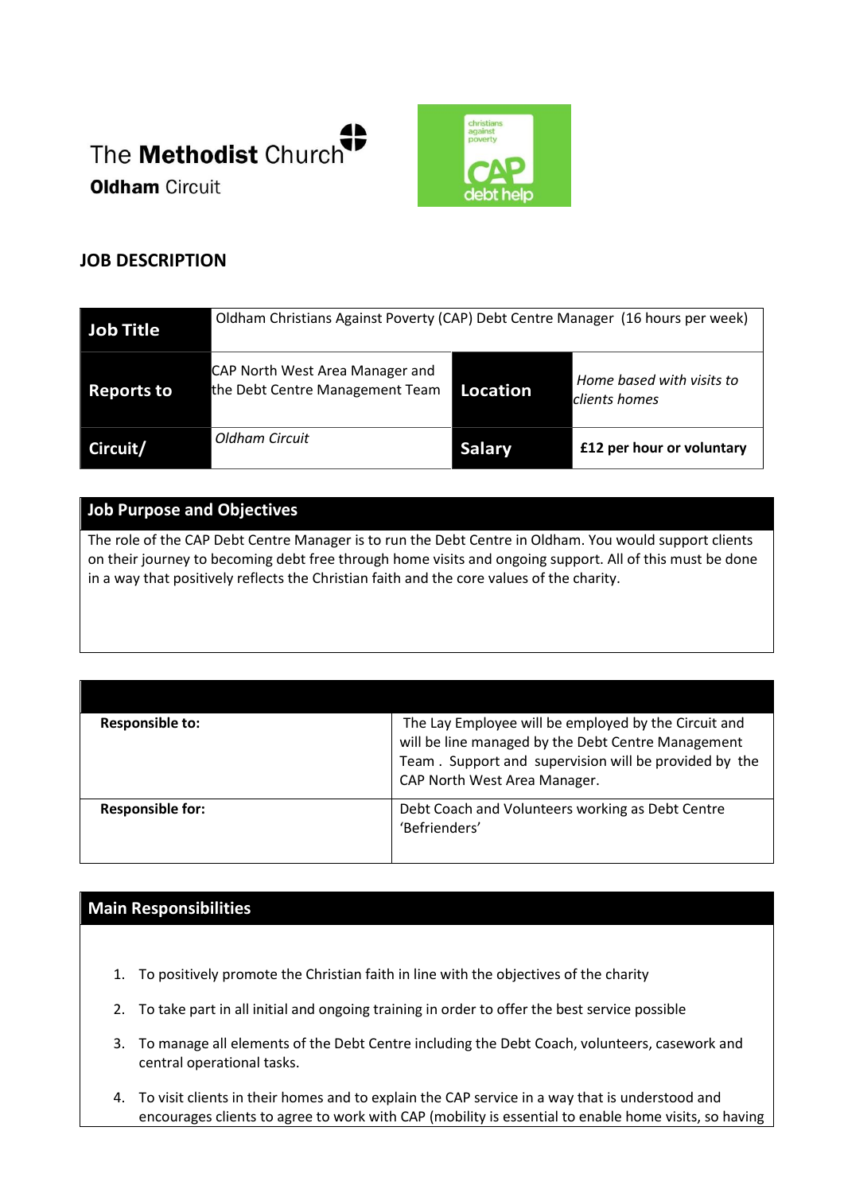The **Methodist** Church
**Oldham** Circuit

christians against poverty
CAP debt help

## JOB DESCRIPTION

| **Job Title** | Oldham Christians Against Poverty (CAP) Debt Centre Manager (16 hours per week) | | |
|---|---|---|---|
| **Reports to** | CAP North West Area Manager and the Debt Centre Management Team | **Location** | *Home based with visits to clients homes* |
| **Circuit/** | *Oldham Circuit* | **Salary** | **£12 per hour or voluntary** |

## Job Purpose and Objectives

The role of the CAP Debt Centre Manager is to run the Debt Centre in Oldham. You would support clients on their journey to becoming debt free through home visits and ongoing support. All of this must be done in a way that positively reflects the Christian faith and the core values of the charity.

| | |
|---|---|
| **Responsible to:** | The Lay Employee will be employed by the Circuit and will be line managed by the Debt Centre Management Team . Support and supervision will be provided by the CAP North West Area Manager. |
| **Responsible for:** | Debt Coach and Volunteers working as Debt Centre 'Befrienders' |

## Main Responsibilities

1. To positively promote the Christian faith in line with the objectives of the charity
2. To take part in all initial and ongoing training in order to offer the best service possible
3. To manage all elements of the Debt Centre including the Debt Coach, volunteers, casework and central operational tasks.
4. To visit clients in their homes and to explain the CAP service in a way that is understood and encourages clients to agree to work with CAP (mobility is essential to enable home visits, so having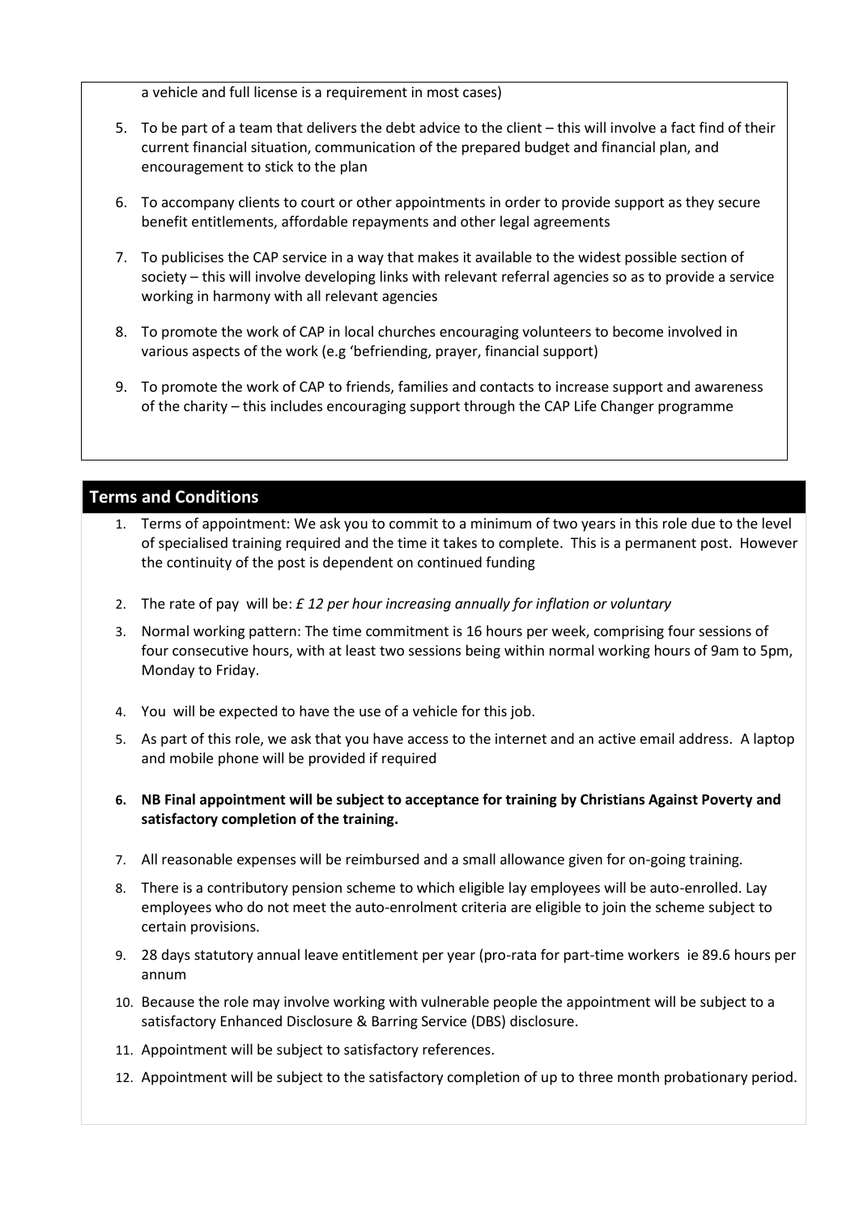a vehicle and full license is a requirement in most cases)

5. To be part of a team that delivers the debt advice to the client – this will involve a fact find of their current financial situation, communication of the prepared budget and financial plan, and encouragement to stick to the plan
6. To accompany clients to court or other appointments in order to provide support as they secure benefit entitlements, affordable repayments and other legal agreements
7. To publicises the CAP service in a way that makes it available to the widest possible section of society – this will involve developing links with relevant referral agencies so as to provide a service working in harmony with all relevant agencies
8. To promote the work of CAP in local churches encouraging volunteers to become involved in various aspects of the work (e.g 'befriending, prayer, financial support)
9. To promote the work of CAP to friends, families and contacts to increase support and awareness of the charity – this includes encouraging support through the CAP Life Changer programme

## Terms and Conditions

1. Terms of appointment: We ask you to commit to a minimum of two years in this role due to the level of specialised training required and the time it takes to complete. This is a permanent post. However the continuity of the post is dependent on continued funding
2. The rate of pay will be: *£ 12 per hour increasing annually for inflation or voluntary*
3. Normal working pattern: The time commitment is 16 hours per week, comprising four sessions of four consecutive hours, with at least two sessions being within normal working hours of 9am to 5pm, Monday to Friday.
4. You will be expected to have the use of a vehicle for this job.
5. As part of this role, we ask that you have access to the internet and an active email address. A laptop and mobile phone will be provided if required
6. **NB Final appointment will be subject to acceptance for training by Christians Against Poverty and satisfactory completion of the training.**
7. All reasonable expenses will be reimbursed and a small allowance given for on-going training.
8. There is a contributory pension scheme to which eligible lay employees will be auto-enrolled. Lay employees who do not meet the auto-enrolment criteria are eligible to join the scheme subject to certain provisions.
9. 28 days statutory annual leave entitlement per year (pro-rata for part-time workers ie 89.6 hours per annum
10. Because the role may involve working with vulnerable people the appointment will be subject to a satisfactory Enhanced Disclosure & Barring Service (DBS) disclosure.
11. Appointment will be subject to satisfactory references.
12. Appointment will be subject to the satisfactory completion of up to three month probationary period.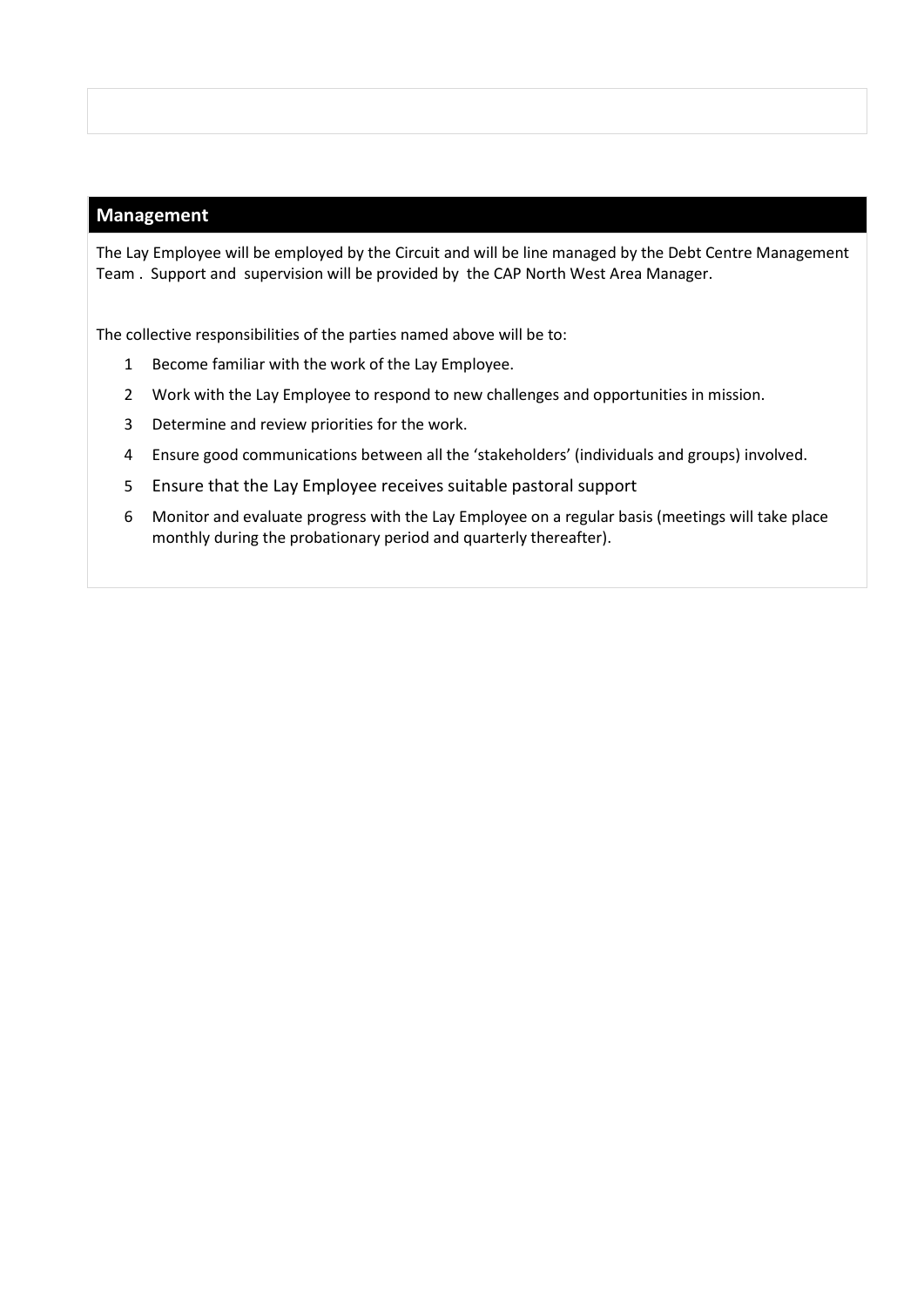## Management

The Lay Employee will be employed by the Circuit and will be line managed by the Debt Centre Management Team . Support and supervision will be provided by the CAP North West Area Manager.

The collective responsibilities of the parties named above will be to:

1. Become familiar with the work of the Lay Employee.
2. Work with the Lay Employee to respond to new challenges and opportunities in mission.
3. Determine and review priorities for the work.
4. Ensure good communications between all the 'stakeholders' (individuals and groups) involved.
5. Ensure that the Lay Employee receives suitable pastoral support
6. Monitor and evaluate progress with the Lay Employee on a regular basis (meetings will take place monthly during the probationary period and quarterly thereafter).